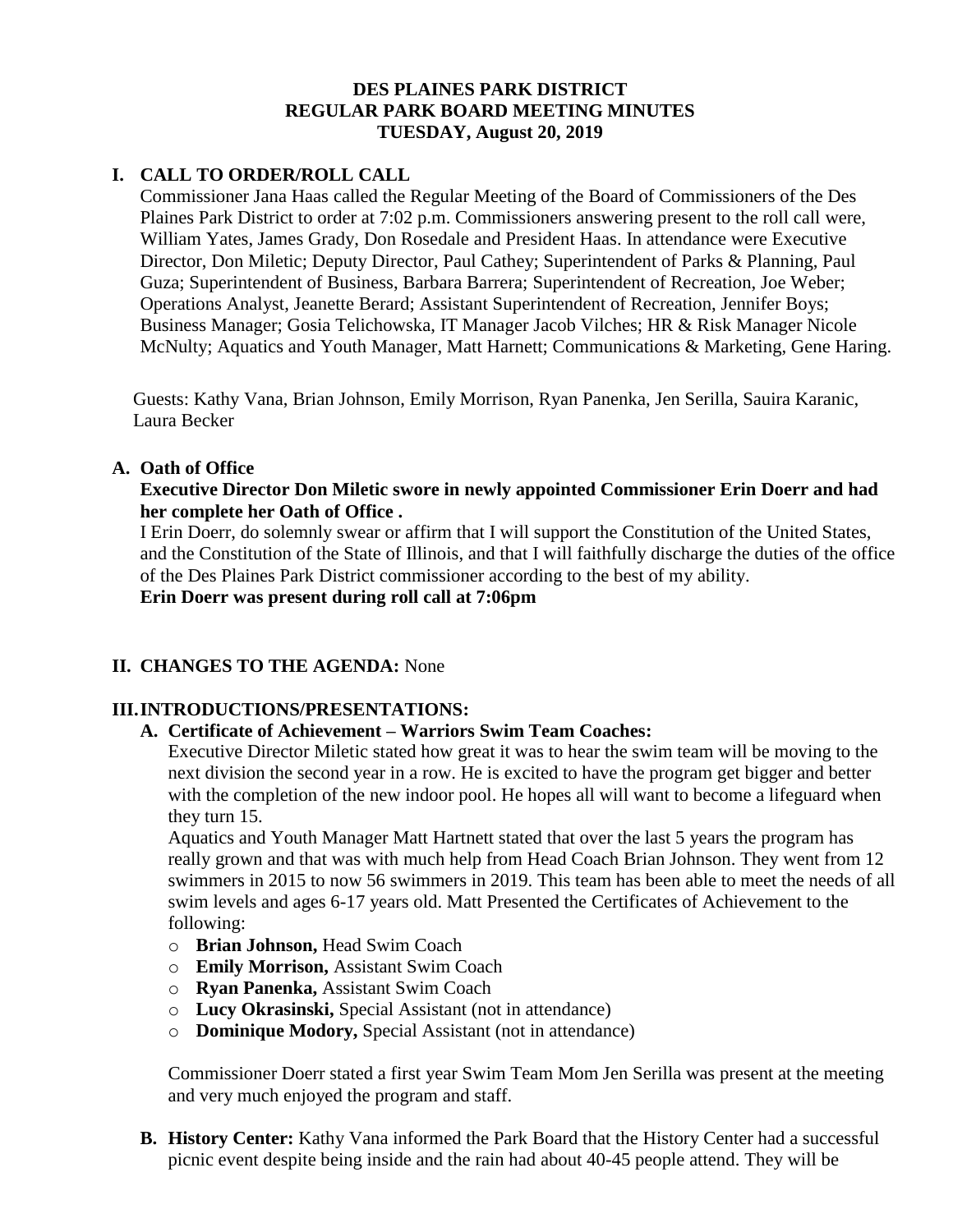**DES PLAINES PARK DISTRICT**
**REGULAR PARK BOARD MEETING MINUTES**
**TUESDAY, August 20, 2019**

## I. CALL TO ORDER/ROLL CALL

Commissioner Jana Haas called the Regular Meeting of the Board of Commissioners of the Des Plaines Park District to order at 7:02 p.m. Commissioners answering present to the roll call were, William Yates, James Grady, Don Rosedale and President Haas. In attendance were Executive Director, Don Miletic; Deputy Director, Paul Cathey; Superintendent of Parks & Planning, Paul Guza; Superintendent of Business, Barbara Barrera; Superintendent of Recreation, Joe Weber; Operations Analyst, Jeanette Berard; Assistant Superintendent of Recreation, Jennifer Boys; Business Manager; Gosia Telichowska, IT Manager Jacob Vilches; HR & Risk Manager Nicole McNulty; Aquatics and Youth Manager, Matt Harnett; Communications & Marketing, Gene Haring.

Guests: Kathy Vana, Brian Johnson, Emily Morrison, Ryan Panenka, Jen Serilla, Sauira Karanic, Laura Becker

### A. Oath of Office

**Executive Director Don Miletic swore in newly appointed Commissioner Erin Doerr and had her complete her Oath of Office .**

I Erin Doerr, do solemnly swear or affirm that I will support the Constitution of the United States, and the Constitution of the State of Illinois, and that I will faithfully discharge the duties of the office of the Des Plaines Park District commissioner according to the best of my ability.

**Erin Doerr was present during roll call at 7:06pm**

## II. CHANGES TO THE AGENDA: None

## III. INTRODUCTIONS/PRESENTATIONS:

### A. Certificate of Achievement – Warriors Swim Team Coaches:

Executive Director Miletic stated how great it was to hear the swim team will be moving to the next division the second year in a row. He is excited to have the program get bigger and better with the completion of the new indoor pool. He hopes all will want to become a lifeguard when they turn 15.

Aquatics and Youth Manager Matt Hartnett stated that over the last 5 years the program has really grown and that was with much help from Head Coach Brian Johnson. They went from 12 swimmers in 2015 to now 56 swimmers in 2019. This team has been able to meet the needs of all swim levels and ages 6-17 years old. Matt Presented the Certificates of Achievement to the following:

- **Brian Johnson,** Head Swim Coach
- **Emily Morrison,** Assistant Swim Coach
- **Ryan Panenka,** Assistant Swim Coach
- **Lucy Okrasinski,** Special Assistant (not in attendance)
- **Dominique Modory,** Special Assistant (not in attendance)

Commissioner Doerr stated a first year Swim Team Mom Jen Serilla was present at the meeting and very much enjoyed the program and staff.

### B. History Center:

Kathy Vana informed the Park Board that the History Center had a successful picnic event despite being inside and the rain had about 40-45 people attend. They will be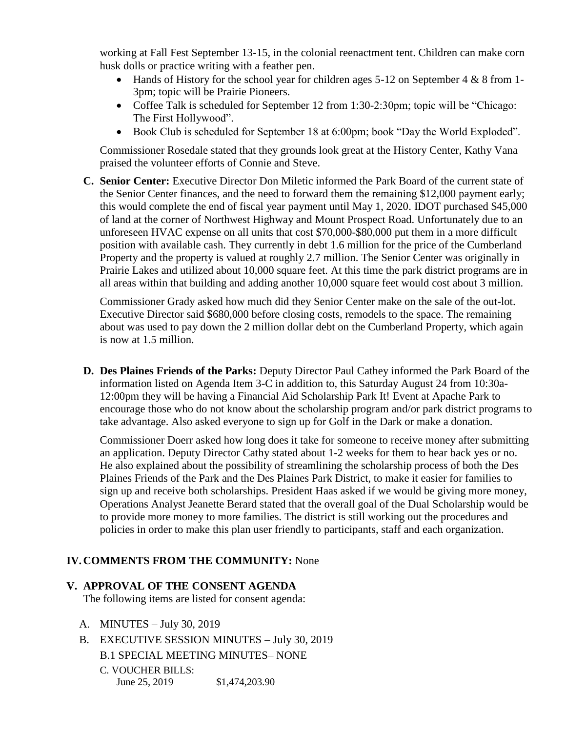working at Fall Fest September 13-15, in the colonial reenactment tent. Children can make corn husk dolls or practice writing with a feather pen.

- Hands of History for the school year for children ages 5-12 on September 4 & 8 from 1-3pm; topic will be Prairie Pioneers.
- Coffee Talk is scheduled for September 12 from 1:30-2:30pm; topic will be "Chicago: The First Hollywood".
- Book Club is scheduled for September 18 at 6:00pm; book "Day the World Exploded".

Commissioner Rosedale stated that they grounds look great at the History Center, Kathy Vana praised the volunteer efforts of Connie and Steve.

**C. Senior Center:** Executive Director Don Miletic informed the Park Board of the current state of the Senior Center finances, and the need to forward them the remaining $12,000 payment early; this would complete the end of fiscal year payment until May 1, 2020. IDOT purchased $45,000 of land at the corner of Northwest Highway and Mount Prospect Road. Unfortunately due to an unforeseen HVAC expense on all units that cost $70,000-$80,000 put them in a more difficult position with available cash. They currently in debt 1.6 million for the price of the Cumberland Property and the property is valued at roughly 2.7 million. The Senior Center was originally in Prairie Lakes and utilized about 10,000 square feet. At this time the park district programs are in all areas within that building and adding another 10,000 square feet would cost about 3 million.

Commissioner Grady asked how much did they Senior Center make on the sale of the out-lot. Executive Director said $680,000 before closing costs, remodels to the space. The remaining about was used to pay down the 2 million dollar debt on the Cumberland Property, which again is now at 1.5 million.

**D. Des Plaines Friends of the Parks:** Deputy Director Paul Cathey informed the Park Board of the information listed on Agenda Item 3-C in addition to, this Saturday August 24 from 10:30a-12:00pm they will be having a Financial Aid Scholarship Park It! Event at Apache Park to encourage those who do not know about the scholarship program and/or park district programs to take advantage. Also asked everyone to sign up for Golf in the Dark or make a donation.

Commissioner Doerr asked how long does it take for someone to receive money after submitting an application. Deputy Director Cathy stated about 1-2 weeks for them to hear back yes or no. He also explained about the possibility of streamlining the scholarship process of both the Des Plaines Friends of the Park and the Des Plaines Park District, to make it easier for families to sign up and receive both scholarships. President Haas asked if we would be giving more money, Operations Analyst Jeanette Berard stated that the overall goal of the Dual Scholarship would be to provide more money to more families. The district is still working out the procedures and policies in order to make this plan user friendly to participants, staff and each organization.

## IV. COMMENTS FROM THE COMMUNITY: None

## V. APPROVAL OF THE CONSENT AGENDA

The following items are listed for consent agenda:

A. MINUTES – July 30, 2019

B. EXECUTIVE SESSION MINUTES – July 30, 2019

B.1 SPECIAL MEETING MINUTES– NONE

C. VOUCHER BILLS:

June 25, 2019 $1,474,203.90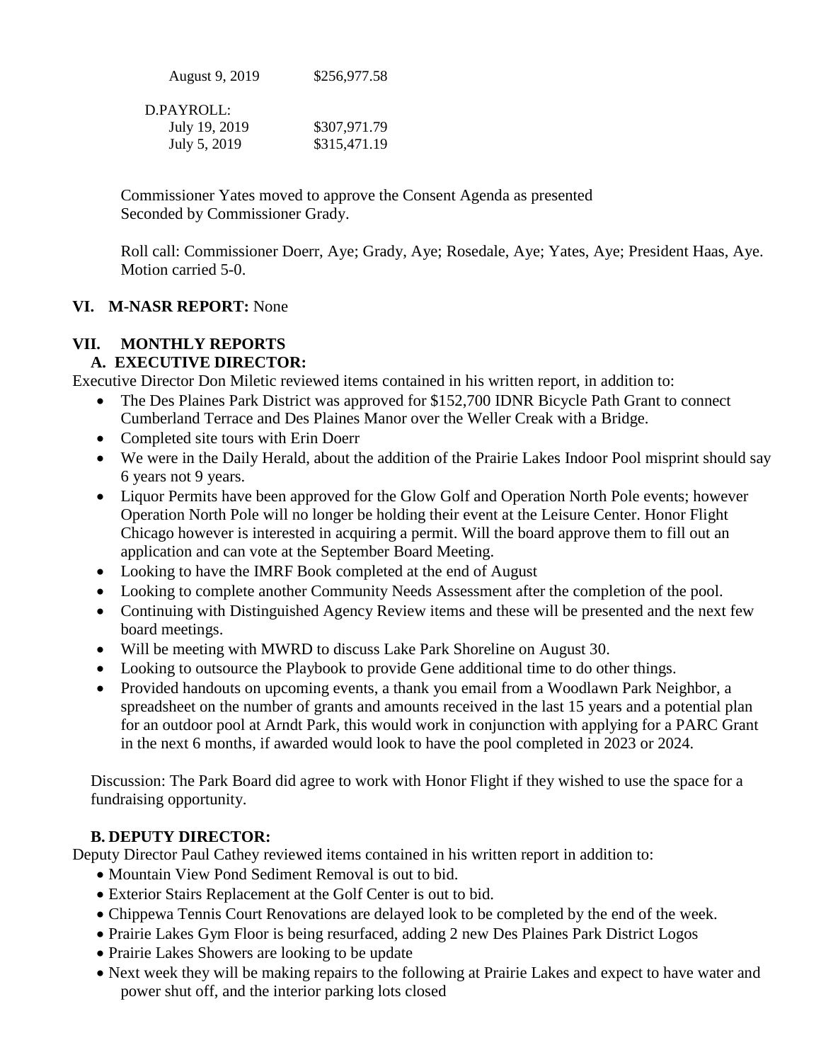August 9, 2019 $256,977.58

D.PAYROLL:

July 19, 2019 $307,971.79

July 5, 2019 $315,471.19

Commissioner Yates moved to approve the Consent Agenda as presented
Seconded by Commissioner Grady.

Roll call: Commissioner Doerr, Aye; Grady, Aye; Rosedale, Aye; Yates, Aye; President Haas, Aye.
Motion carried 5-0.

## VI. M-NASR REPORT: None

## VII. MONTHLY REPORTS

### A. EXECUTIVE DIRECTOR:

Executive Director Don Miletic reviewed items contained in his written report, in addition to:

- The Des Plaines Park District was approved for $152,700 IDNR Bicycle Path Grant to connect Cumberland Terrace and Des Plaines Manor over the Weller Creek with a Bridge.
- Completed site tours with Erin Doerr
- We were in the Daily Herald, about the addition of the Prairie Lakes Indoor Pool misprint should say 6 years not 9 years.
- Liquor Permits have been approved for the Glow Golf and Operation North Pole events; however Operation North Pole will no longer be holding their event at the Leisure Center. Honor Flight Chicago however is interested in acquiring a permit. Will the board approve them to fill out an application and can vote at the September Board Meeting.
- Looking to have the IMRF Book completed at the end of August
- Looking to complete another Community Needs Assessment after the completion of the pool.
- Continuing with Distinguished Agency Review items and these will be presented and the next few board meetings.
- Will be meeting with MWRD to discuss Lake Park Shoreline on August 30.
- Looking to outsource the Playbook to provide Gene additional time to do other things.
- Provided handouts on upcoming events, a thank you email from a Woodlawn Park Neighbor, a spreadsheet on the number of grants and amounts received in the last 15 years and a potential plan for an outdoor pool at Arndt Park, this would work in conjunction with applying for a PARC Grant in the next 6 months, if awarded would look to have the pool completed in 2023 or 2024.

Discussion: The Park Board did agree to work with Honor Flight if they wished to use the space for a fundraising opportunity.

### B. DEPUTY DIRECTOR:

Deputy Director Paul Cathey reviewed items contained in his written report in addition to:

- Mountain View Pond Sediment Removal is out to bid.
- Exterior Stairs Replacement at the Golf Center is out to bid.
- Chippewa Tennis Court Renovations are delayed look to be completed by the end of the week.
- Prairie Lakes Gym Floor is being resurfaced, adding 2 new Des Plaines Park District Logos
- Prairie Lakes Showers are looking to be update
- Next week they will be making repairs to the following at Prairie Lakes and expect to have water and power shut off, and the interior parking lots closed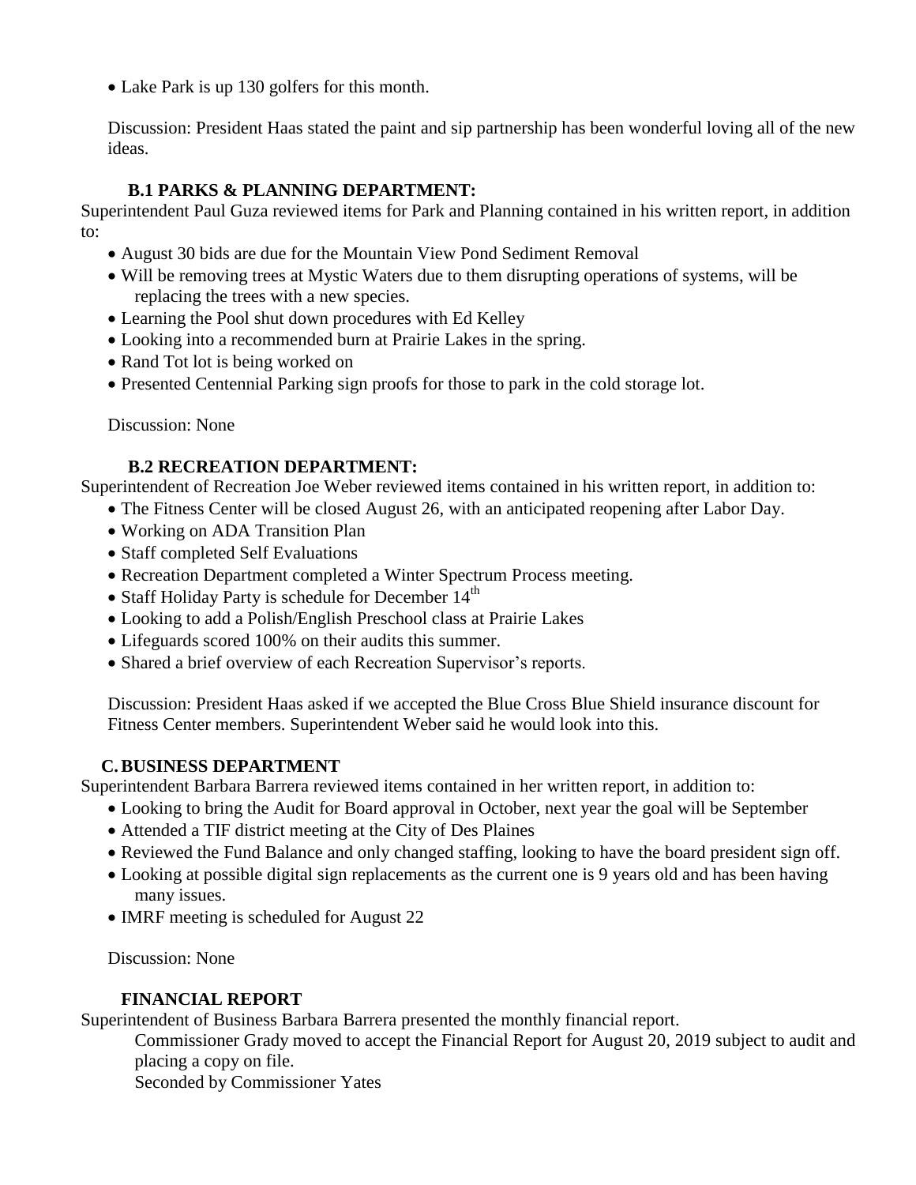- Lake Park is up 130 golfers for this month.

Discussion: President Haas stated the paint and sip partnership has been wonderful loving all of the new ideas.

**B.1 PARKS & PLANNING DEPARTMENT:**

Superintendent Paul Guza reviewed items for Park and Planning contained in his written report, in addition to:

- August 30 bids are due for the Mountain View Pond Sediment Removal
- Will be removing trees at Mystic Waters due to them disrupting operations of systems, will be replacing the trees with a new species.
- Learning the Pool shut down procedures with Ed Kelley
- Looking into a recommended burn at Prairie Lakes in the spring.
- Rand Tot lot is being worked on
- Presented Centennial Parking sign proofs for those to park in the cold storage lot.

Discussion: None

**B.2 RECREATION DEPARTMENT:**

Superintendent of Recreation Joe Weber reviewed items contained in his written report, in addition to:

- The Fitness Center will be closed August 26, with an anticipated reopening after Labor Day.
- Working on ADA Transition Plan
- Staff completed Self Evaluations
- Recreation Department completed a Winter Spectrum Process meeting.
- Staff Holiday Party is schedule for December 14th
- Looking to add a Polish/English Preschool class at Prairie Lakes
- Lifeguards scored 100% on their audits this summer.
- Shared a brief overview of each Recreation Supervisor's reports.

Discussion: President Haas asked if we accepted the Blue Cross Blue Shield insurance discount for Fitness Center members. Superintendent Weber said he would look into this.

**C. BUSINESS DEPARTMENT**

Superintendent Barbara Barrera reviewed items contained in her written report, in addition to:

- Looking to bring the Audit for Board approval in October, next year the goal will be September
- Attended a TIF district meeting at the City of Des Plaines
- Reviewed the Fund Balance and only changed staffing, looking to have the board president sign off.
- Looking at possible digital sign replacements as the current one is 9 years old and has been having many issues.
- IMRF meeting is scheduled for August 22

Discussion: None

**FINANCIAL REPORT**

Superintendent of Business Barbara Barrera presented the monthly financial report.

Commissioner Grady moved to accept the Financial Report for August 20, 2019 subject to audit and placing a copy on file.

Seconded by Commissioner Yates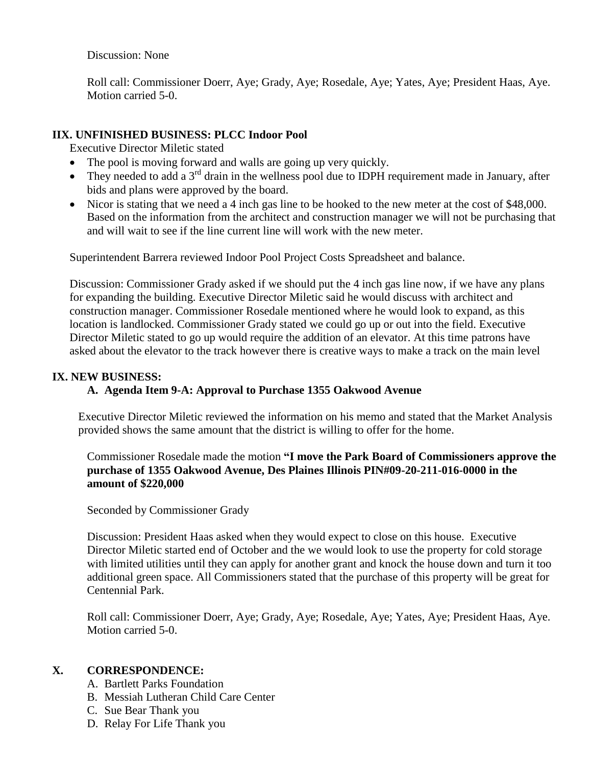Discussion: None

Roll call: Commissioner Doerr, Aye; Grady, Aye; Rosedale, Aye; Yates, Aye; President Haas, Aye. Motion carried 5-0.

## IIX. UNFINISHED BUSINESS: PLCC Indoor Pool

Executive Director Miletic stated

- The pool is moving forward and walls are going up very quickly.
- They needed to add a 3rd drain in the wellness pool due to IDPH requirement made in January, after bids and plans were approved by the board.
- Nicor is stating that we need a 4 inch gas line to be hooked to the new meter at the cost of $48,000. Based on the information from the architect and construction manager we will not be purchasing that and will wait to see if the line current line will work with the new meter.

Superintendent Barrera reviewed Indoor Pool Project Costs Spreadsheet and balance.

Discussion: Commissioner Grady asked if we should put the 4 inch gas line now, if we have any plans for expanding the building. Executive Director Miletic said he would discuss with architect and construction manager. Commissioner Rosedale mentioned where he would look to expand, as this location is landlocked. Commissioner Grady stated we could go up or out into the field. Executive Director Miletic stated to go up would require the addition of an elevator. At this time patrons have asked about the elevator to the track however there is creative ways to make a track on the main level

## IX. NEW BUSINESS:

### A. Agenda Item 9-A: Approval to Purchase 1355 Oakwood Avenue

Executive Director Miletic reviewed the information on his memo and stated that the Market Analysis provided shows the same amount that the district is willing to offer for the home.

Commissioner Rosedale made the motion **"I move the Park Board of Commissioners approve the purchase of 1355 Oakwood Avenue, Des Plaines Illinois PIN#09-20-211-016-0000 in the amount of $220,000**

Seconded by Commissioner Grady

Discussion: President Haas asked when they would expect to close on this house. Executive Director Miletic started end of October and the we would look to use the property for cold storage with limited utilities until they can apply for another grant and knock the house down and turn it too additional green space. All Commissioners stated that the purchase of this property will be great for Centennial Park.

Roll call: Commissioner Doerr, Aye; Grady, Aye; Rosedale, Aye; Yates, Aye; President Haas, Aye. Motion carried 5-0.

## X. CORRESPONDENCE:

A. Bartlett Parks Foundation
B. Messiah Lutheran Child Care Center
C. Sue Bear Thank you
D. Relay For Life Thank you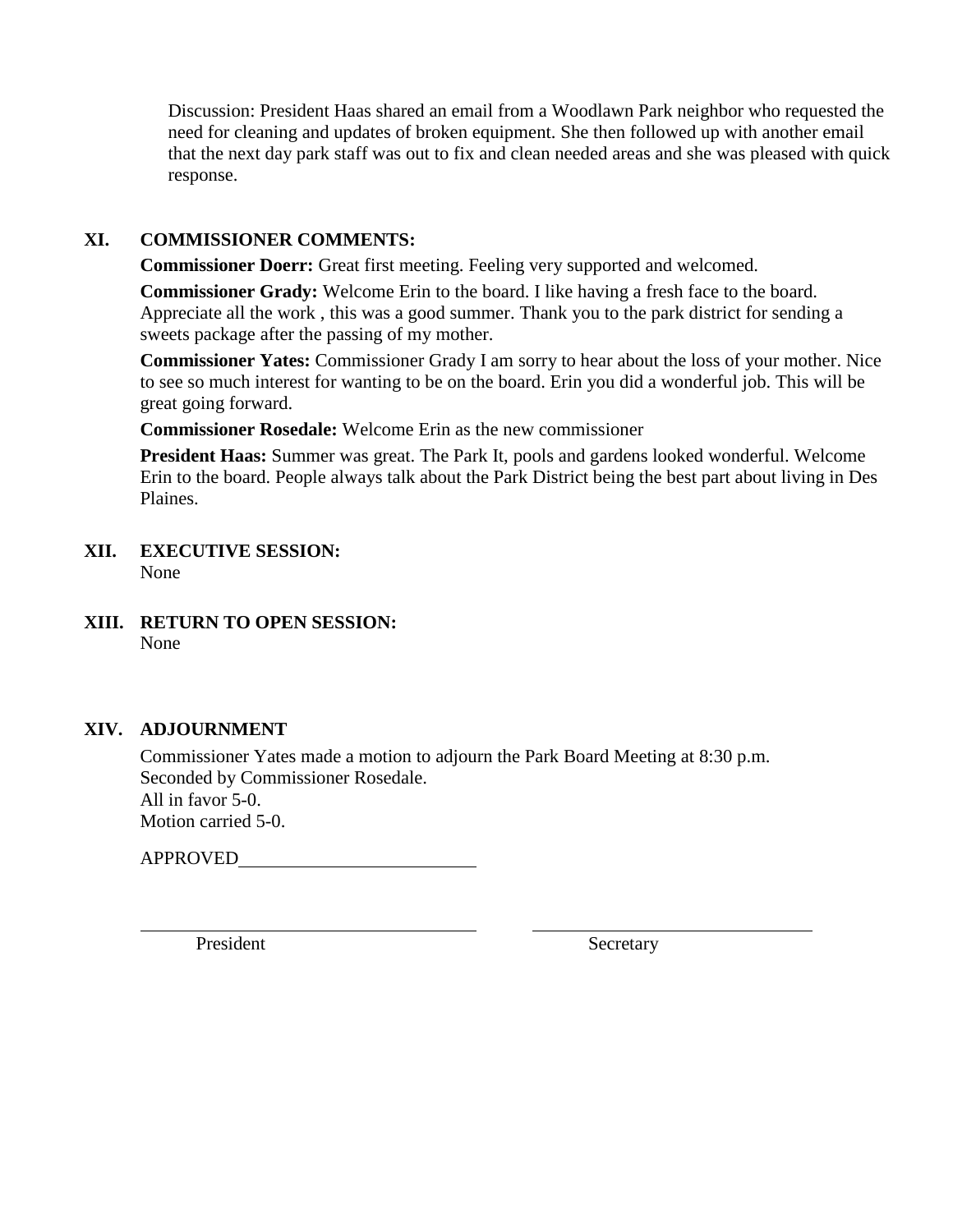Discussion: President Haas shared an email from a Woodlawn Park neighbor who requested the need for cleaning and updates of broken equipment. She then followed up with another email that the next day park staff was out to fix and clean needed areas and she was pleased with quick response.

## XI. COMMISSIONER COMMENTS:

**Commissioner Doerr:** Great first meeting. Feeling very supported and welcomed.

**Commissioner Grady:** Welcome Erin to the board. I like having a fresh face to the board. Appreciate all the work , this was a good summer. Thank you to the park district for sending a sweets package after the passing of my mother.

**Commissioner Yates:** Commissioner Grady I am sorry to hear about the loss of your mother. Nice to see so much interest for wanting to be on the board. Erin you did a wonderful job. This will be great going forward.

**Commissioner Rosedale:** Welcome Erin as the new commissioner

**President Haas:** Summer was great. The Park It, pools and gardens looked wonderful. Welcome Erin to the board. People always talk about the Park District being the best part about living in Des Plaines.

## XII. EXECUTIVE SESSION:

None

## XIII. RETURN TO OPEN SESSION:

None

## XIV. ADJOURNMENT

Commissioner Yates made a motion to adjourn the Park Board Meeting at 8:30 p.m.
Seconded by Commissioner Rosedale.
All in favor 5-0.
Motion carried 5-0.

APPROVED\_\_\_\_\_\_\_\_\_\_\_\_\_\_\_\_\_\_\_\_\_\_\_\_\_\_

\_\_\_\_\_\_\_\_\_\_\_\_\_\_\_\_\_\_\_\_\_\_\_\_\_\_\_\_\_\_ \_\_\_\_\_\_\_\_\_\_\_\_\_\_\_\_\_\_\_\_\_\_\_\_\_\_\_\_\_\_

President Secretary